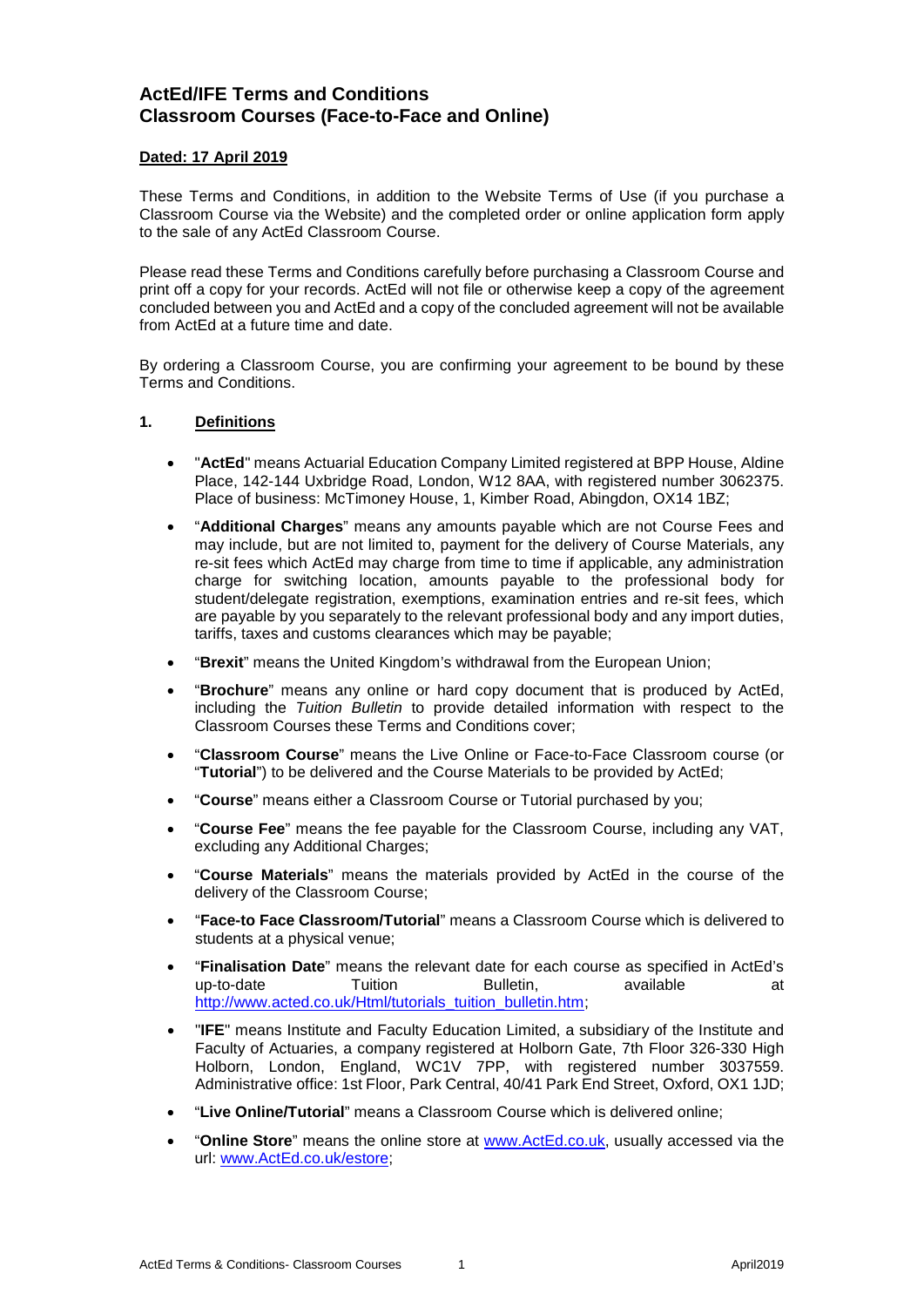# ActEd/IFE Terms and Conditions
# Classroom Courses (Face-to-Face and Online)

**Dated: 17 April 2019**

These Terms and Conditions, in addition to the Website Terms of Use (if you purchase a Classroom Course via the Website) and the completed order or online application form apply to the sale of any ActEd Classroom Course.

Please read these Terms and Conditions carefully before purchasing a Classroom Course and print off a copy for your records. ActEd will not file or otherwise keep a copy of the agreement concluded between you and ActEd and a copy of the concluded agreement will not be available from ActEd at a future time and date.

By ordering a Classroom Course, you are confirming your agreement to be bound by these Terms and Conditions.

## 1. Definitions

- "**ActEd**" means Actuarial Education Company Limited registered at BPP House, Aldine Place, 142-144 Uxbridge Road, London, W12 8AA, with registered number 3062375. Place of business: McTimoney House, 1, Kimber Road, Abingdon, OX14 1BZ;
- "**Additional Charges**" means any amounts payable which are not Course Fees and may include, but are not limited to, payment for the delivery of Course Materials, any re-sit fees which ActEd may charge from time to time if applicable, any administration charge for switching location, amounts payable to the professional body for student/delegate registration, exemptions, examination entries and re-sit fees, which are payable by you separately to the relevant professional body and any import duties, tariffs, taxes and customs clearances which may be payable;
- "**Brexit**" means the United Kingdom's withdrawal from the European Union;
- "**Brochure**" means any online or hard copy document that is produced by ActEd, including the *Tuition Bulletin* to provide detailed information with respect to the Classroom Courses these Terms and Conditions cover;
- "**Classroom Course**" means the Live Online or Face-to-Face Classroom course (or "**Tutorial**") to be delivered and the Course Materials to be provided by ActEd;
- "**Course**" means either a Classroom Course or Tutorial purchased by you;
- "**Course Fee**" means the fee payable for the Classroom Course, including any VAT, excluding any Additional Charges;
- "**Course Materials**" means the materials provided by ActEd in the course of the delivery of the Classroom Course;
- "**Face-to Face Classroom/Tutorial**" means a Classroom Course which is delivered to students at a physical venue;
- "**Finalisation Date**" means the relevant date for each course as specified in ActEd's up-to-date Tuition Bulletin, available at http://www.acted.co.uk/Html/tutorials_tuition_bulletin.htm;
- "**IFE**" means Institute and Faculty Education Limited, a subsidiary of the Institute and Faculty of Actuaries, a company registered at Holborn Gate, 7th Floor 326-330 High Holborn, London, England, WC1V 7PP, with registered number 3037559. Administrative office: 1st Floor, Park Central, 40/41 Park End Street, Oxford, OX1 1JD;
- "**Live Online/Tutorial**" means a Classroom Course which is delivered online;
- "**Online Store**" means the online store at www.ActEd.co.uk, usually accessed via the url: www.ActEd.co.uk/estore;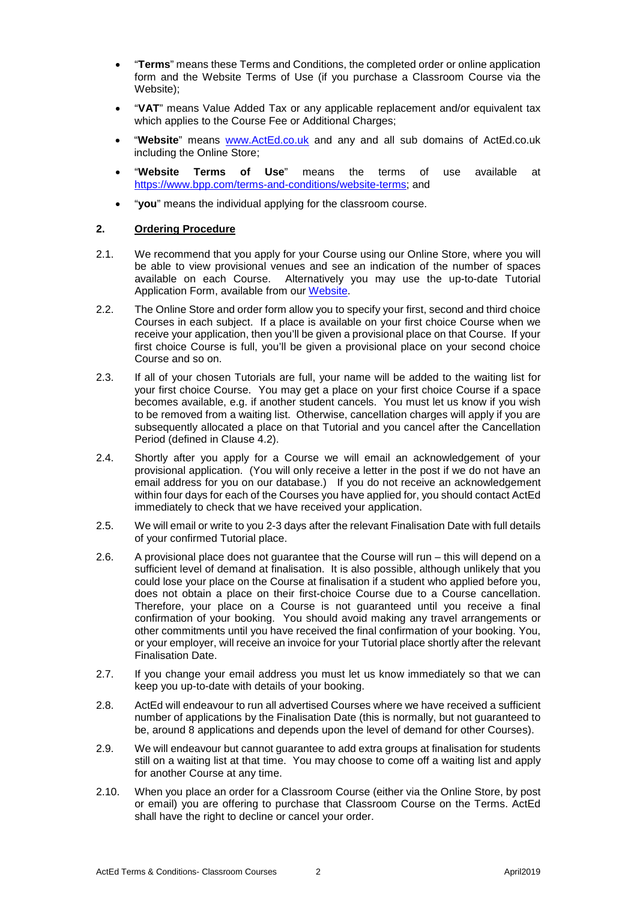- "**Terms**" means these Terms and Conditions, the completed order or online application form and the Website Terms of Use (if you purchase a Classroom Course via the Website);
- "**VAT**" means Value Added Tax or any applicable replacement and/or equivalent tax which applies to the Course Fee or Additional Charges;
- "**Website**" means [www.ActEd.co.uk](www.ActEd.co.uk) and any and all sub domains of ActEd.co.uk including the Online Store;
- "**Website Terms of Use**" means the terms of use available at [https://www.bpp.com/terms-and-conditions/website-terms](https://www.bpp.com/terms-and-conditions/website-terms); and
- "**you**" means the individual applying for the classroom course.

## 2. Ordering Procedure

2.1. We recommend that you apply for your Course using our Online Store, where you will be able to view provisional venues and see an indication of the number of spaces available on each Course. Alternatively you may use the up-to-date Tutorial Application Form, available from our Website.

2.2. The Online Store and order form allow you to specify your first, second and third choice Courses in each subject. If a place is available on your first choice Course when we receive your application, then you'll be given a provisional place on that Course. If your first choice Course is full, you'll be given a provisional place on your second choice Course and so on.

2.3. If all of your chosen Tutorials are full, your name will be added to the waiting list for your first choice Course. You may get a place on your first choice Course if a space becomes available, e.g. if another student cancels. You must let us know if you wish to be removed from a waiting list. Otherwise, cancellation charges will apply if you are subsequently allocated a place on that Tutorial and you cancel after the Cancellation Period (defined in Clause 4.2).

2.4. Shortly after you apply for a Course we will email an acknowledgement of your provisional application. (You will only receive a letter in the post if we do not have an email address for you on our database.) If you do not receive an acknowledgement within four days for each of the Courses you have applied for, you should contact ActEd immediately to check that we have received your application.

2.5. We will email or write to you 2-3 days after the relevant Finalisation Date with full details of your confirmed Tutorial place.

2.6. A provisional place does not guarantee that the Course will run – this will depend on a sufficient level of demand at finalisation. It is also possible, although unlikely that you could lose your place on the Course at finalisation if a student who applied before you, does not obtain a place on their first-choice Course due to a Course cancellation. Therefore, your place on a Course is not guaranteed until you receive a final confirmation of your booking. You should avoid making any travel arrangements or other commitments until you have received the final confirmation of your booking. You, or your employer, will receive an invoice for your Tutorial place shortly after the relevant Finalisation Date.

2.7. If you change your email address you must let us know immediately so that we can keep you up-to-date with details of your booking.

2.8. ActEd will endeavour to run all advertised Courses where we have received a sufficient number of applications by the Finalisation Date (this is normally, but not guaranteed to be, around 8 applications and depends upon the level of demand for other Courses).

2.9. We will endeavour but cannot guarantee to add extra groups at finalisation for students still on a waiting list at that time. You may choose to come off a waiting list and apply for another Course at any time.

2.10. When you place an order for a Classroom Course (either via the Online Store, by post or email) you are offering to purchase that Classroom Course on the Terms. ActEd shall have the right to decline or cancel your order.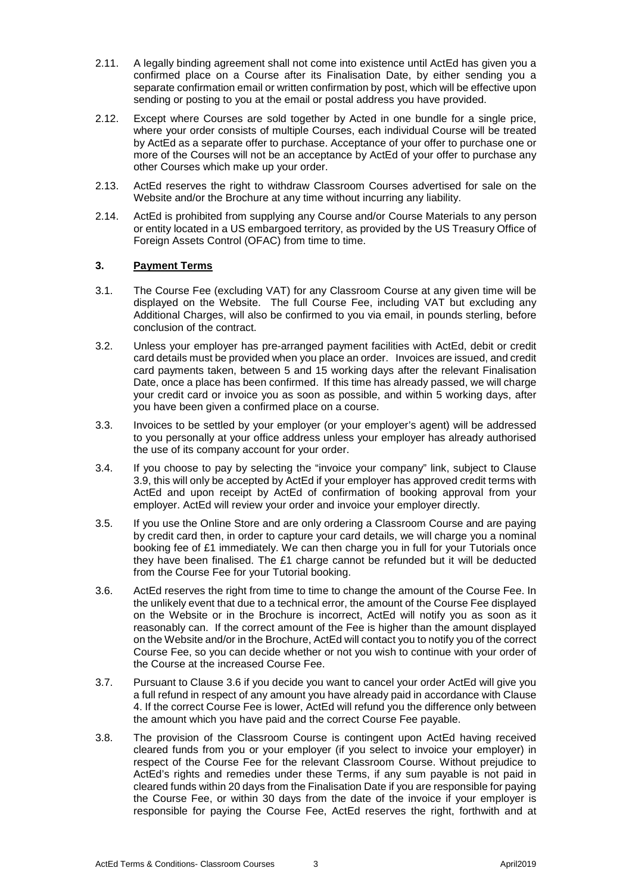2.11. A legally binding agreement shall not come into existence until ActEd has given you a confirmed place on a Course after its Finalisation Date, by either sending you a separate confirmation email or written confirmation by post, which will be effective upon sending or posting to you at the email or postal address you have provided.

2.12. Except where Courses are sold together by Acted in one bundle for a single price, where your order consists of multiple Courses, each individual Course will be treated by ActEd as a separate offer to purchase. Acceptance of your offer to purchase one or more of the Courses will not be an acceptance by ActEd of your offer to purchase any other Courses which make up your order.

2.13. ActEd reserves the right to withdraw Classroom Courses advertised for sale on the Website and/or the Brochure at any time without incurring any liability.

2.14. ActEd is prohibited from supplying any Course and/or Course Materials to any person or entity located in a US embargoed territory, as provided by the US Treasury Office of Foreign Assets Control (OFAC) from time to time.

## 3. Payment Terms

3.1. The Course Fee (excluding VAT) for any Classroom Course at any given time will be displayed on the Website. The full Course Fee, including VAT but excluding any Additional Charges, will also be confirmed to you via email, in pounds sterling, before conclusion of the contract.

3.2. Unless your employer has pre-arranged payment facilities with ActEd, debit or credit card details must be provided when you place an order. Invoices are issued, and credit card payments taken, between 5 and 15 working days after the relevant Finalisation Date, once a place has been confirmed. If this time has already passed, we will charge your credit card or invoice you as soon as possible, and within 5 working days, after you have been given a confirmed place on a course.

3.3. Invoices to be settled by your employer (or your employer's agent) will be addressed to you personally at your office address unless your employer has already authorised the use of its company account for your order.

3.4. If you choose to pay by selecting the "invoice your company" link, subject to Clause 3.9, this will only be accepted by ActEd if your employer has approved credit terms with ActEd and upon receipt by ActEd of confirmation of booking approval from your employer. ActEd will review your order and invoice your employer directly.

3.5. If you use the Online Store and are only ordering a Classroom Course and are paying by credit card then, in order to capture your card details, we will charge you a nominal booking fee of £1 immediately. We can then charge you in full for your Tutorials once they have been finalised. The £1 charge cannot be refunded but it will be deducted from the Course Fee for your Tutorial booking.

3.6. ActEd reserves the right from time to time to change the amount of the Course Fee. In the unlikely event that due to a technical error, the amount of the Course Fee displayed on the Website or in the Brochure is incorrect, ActEd will notify you as soon as it reasonably can. If the correct amount of the Fee is higher than the amount displayed on the Website and/or in the Brochure, ActEd will contact you to notify you of the correct Course Fee, so you can decide whether or not you wish to continue with your order of the Course at the increased Course Fee.

3.7. Pursuant to Clause 3.6 if you decide you want to cancel your order ActEd will give you a full refund in respect of any amount you have already paid in accordance with Clause 4. If the correct Course Fee is lower, ActEd will refund you the difference only between the amount which you have paid and the correct Course Fee payable.

3.8. The provision of the Classroom Course is contingent upon ActEd having received cleared funds from you or your employer (if you select to invoice your employer) in respect of the Course Fee for the relevant Classroom Course. Without prejudice to ActEd's rights and remedies under these Terms, if any sum payable is not paid in cleared funds within 20 days from the Finalisation Date if you are responsible for paying the Course Fee, or within 30 days from the date of the invoice if your employer is responsible for paying the Course Fee, ActEd reserves the right, forthwith and at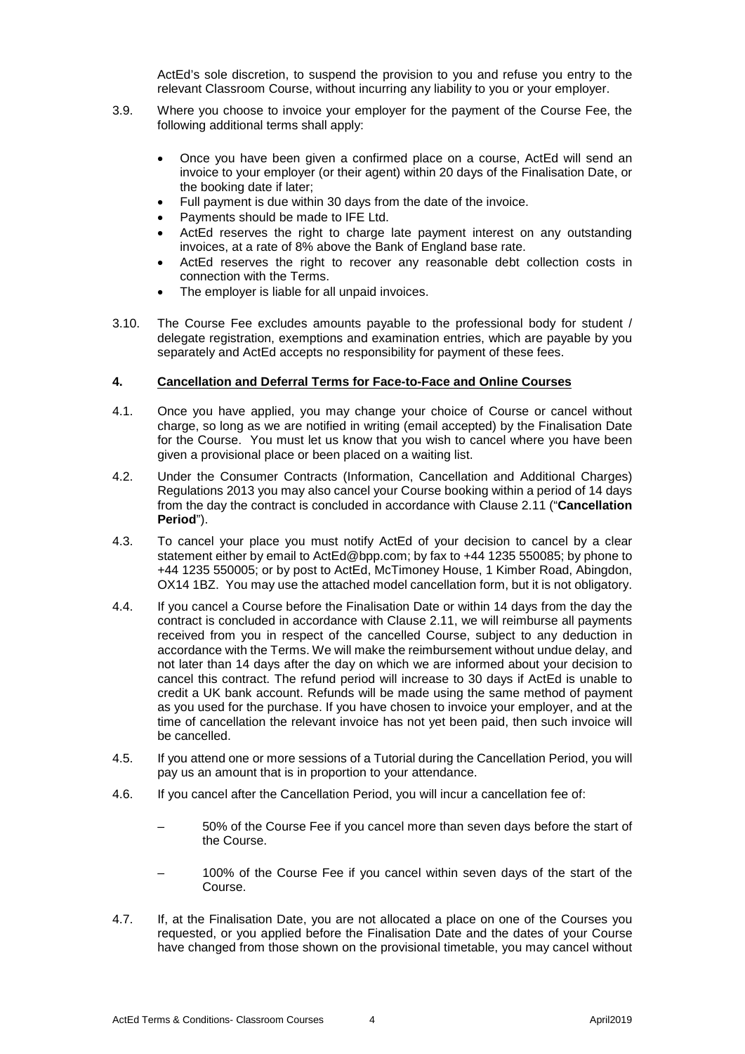ActEd's sole discretion, to suspend the provision to you and refuse you entry to the relevant Classroom Course, without incurring any liability to you or your employer.

3.9. Where you choose to invoice your employer for the payment of the Course Fee, the following additional terms shall apply:

- Once you have been given a confirmed place on a course, ActEd will send an invoice to your employer (or their agent) within 20 days of the Finalisation Date, or the booking date if later;
- Full payment is due within 30 days from the date of the invoice.
- Payments should be made to IFE Ltd.
- ActEd reserves the right to charge late payment interest on any outstanding invoices, at a rate of 8% above the Bank of England base rate.
- ActEd reserves the right to recover any reasonable debt collection costs in connection with the Terms.
- The employer is liable for all unpaid invoices.

3.10. The Course Fee excludes amounts payable to the professional body for student / delegate registration, exemptions and examination entries, which are payable by you separately and ActEd accepts no responsibility for payment of these fees.

## 4. Cancellation and Deferral Terms for Face-to-Face and Online Courses

4.1. Once you have applied, you may change your choice of Course or cancel without charge, so long as we are notified in writing (email accepted) by the Finalisation Date for the Course. You must let us know that you wish to cancel where you have been given a provisional place or been placed on a waiting list.

4.2. Under the Consumer Contracts (Information, Cancellation and Additional Charges) Regulations 2013 you may also cancel your Course booking within a period of 14 days from the day the contract is concluded in accordance with Clause 2.11 ("**Cancellation Period**").

4.3. To cancel your place you must notify ActEd of your decision to cancel by a clear statement either by email to ActEd@bpp.com; by fax to +44 1235 550085; by phone to +44 1235 550005; or by post to ActEd, McTimoney House, 1 Kimber Road, Abingdon, OX14 1BZ. You may use the attached model cancellation form, but it is not obligatory.

4.4. If you cancel a Course before the Finalisation Date or within 14 days from the day the contract is concluded in accordance with Clause 2.11, we will reimburse all payments received from you in respect of the cancelled Course, subject to any deduction in accordance with the Terms. We will make the reimbursement without undue delay, and not later than 14 days after the day on which we are informed about your decision to cancel this contract. The refund period will increase to 30 days if ActEd is unable to credit a UK bank account. Refunds will be made using the same method of payment as you used for the purchase. If you have chosen to invoice your employer, and at the time of cancellation the relevant invoice has not yet been paid, then such invoice will be cancelled.

4.5. If you attend one or more sessions of a Tutorial during the Cancellation Period, you will pay us an amount that is in proportion to your attendance.

4.6. If you cancel after the Cancellation Period, you will incur a cancellation fee of:

- 50% of the Course Fee if you cancel more than seven days before the start of the Course.
- 100% of the Course Fee if you cancel within seven days of the start of the Course.

4.7. If, at the Finalisation Date, you are not allocated a place on one of the Courses you requested, or you applied before the Finalisation Date and the dates of your Course have changed from those shown on the provisional timetable, you may cancel without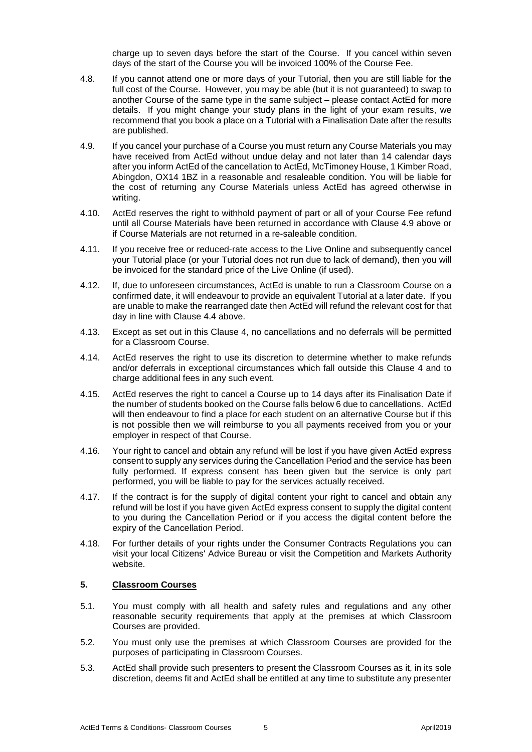charge up to seven days before the start of the Course. If you cancel within seven days of the start of the Course you will be invoiced 100% of the Course Fee.

4.8. If you cannot attend one or more days of your Tutorial, then you are still liable for the full cost of the Course. However, you may be able (but it is not guaranteed) to swap to another Course of the same type in the same subject – please contact ActEd for more details. If you might change your study plans in the light of your exam results, we recommend that you book a place on a Tutorial with a Finalisation Date after the results are published.

4.9. If you cancel your purchase of a Course you must return any Course Materials you may have received from ActEd without undue delay and not later than 14 calendar days after you inform ActEd of the cancellation to ActEd, McTimoney House, 1 Kimber Road, Abingdon, OX14 1BZ in a reasonable and resaleable condition. You will be liable for the cost of returning any Course Materials unless ActEd has agreed otherwise in writing.

4.10. ActEd reserves the right to withhold payment of part or all of your Course Fee refund until all Course Materials have been returned in accordance with Clause 4.9 above or if Course Materials are not returned in a re-saleable condition.

4.11. If you receive free or reduced-rate access to the Live Online and subsequently cancel your Tutorial place (or your Tutorial does not run due to lack of demand), then you will be invoiced for the standard price of the Live Online (if used).

4.12. If, due to unforeseen circumstances, ActEd is unable to run a Classroom Course on a confirmed date, it will endeavour to provide an equivalent Tutorial at a later date. If you are unable to make the rearranged date then ActEd will refund the relevant cost for that day in line with Clause 4.4 above.

4.13. Except as set out in this Clause 4, no cancellations and no deferrals will be permitted for a Classroom Course.

4.14. ActEd reserves the right to use its discretion to determine whether to make refunds and/or deferrals in exceptional circumstances which fall outside this Clause 4 and to charge additional fees in any such event.

4.15. ActEd reserves the right to cancel a Course up to 14 days after its Finalisation Date if the number of students booked on the Course falls below 6 due to cancellations. ActEd will then endeavour to find a place for each student on an alternative Course but if this is not possible then we will reimburse to you all payments received from you or your employer in respect of that Course.

4.16. Your right to cancel and obtain any refund will be lost if you have given ActEd express consent to supply any services during the Cancellation Period and the service has been fully performed. If express consent has been given but the service is only part performed, you will be liable to pay for the services actually received.

4.17. If the contract is for the supply of digital content your right to cancel and obtain any refund will be lost if you have given ActEd express consent to supply the digital content to you during the Cancellation Period or if you access the digital content before the expiry of the Cancellation Period.

4.18. For further details of your rights under the Consumer Contracts Regulations you can visit your local Citizens' Advice Bureau or visit the Competition and Markets Authority website.

## 5. Classroom Courses

5.1. You must comply with all health and safety rules and regulations and any other reasonable security requirements that apply at the premises at which Classroom Courses are provided.

5.2. You must only use the premises at which Classroom Courses are provided for the purposes of participating in Classroom Courses.

5.3. ActEd shall provide such presenters to present the Classroom Courses as it, in its sole discretion, deems fit and ActEd shall be entitled at any time to substitute any presenter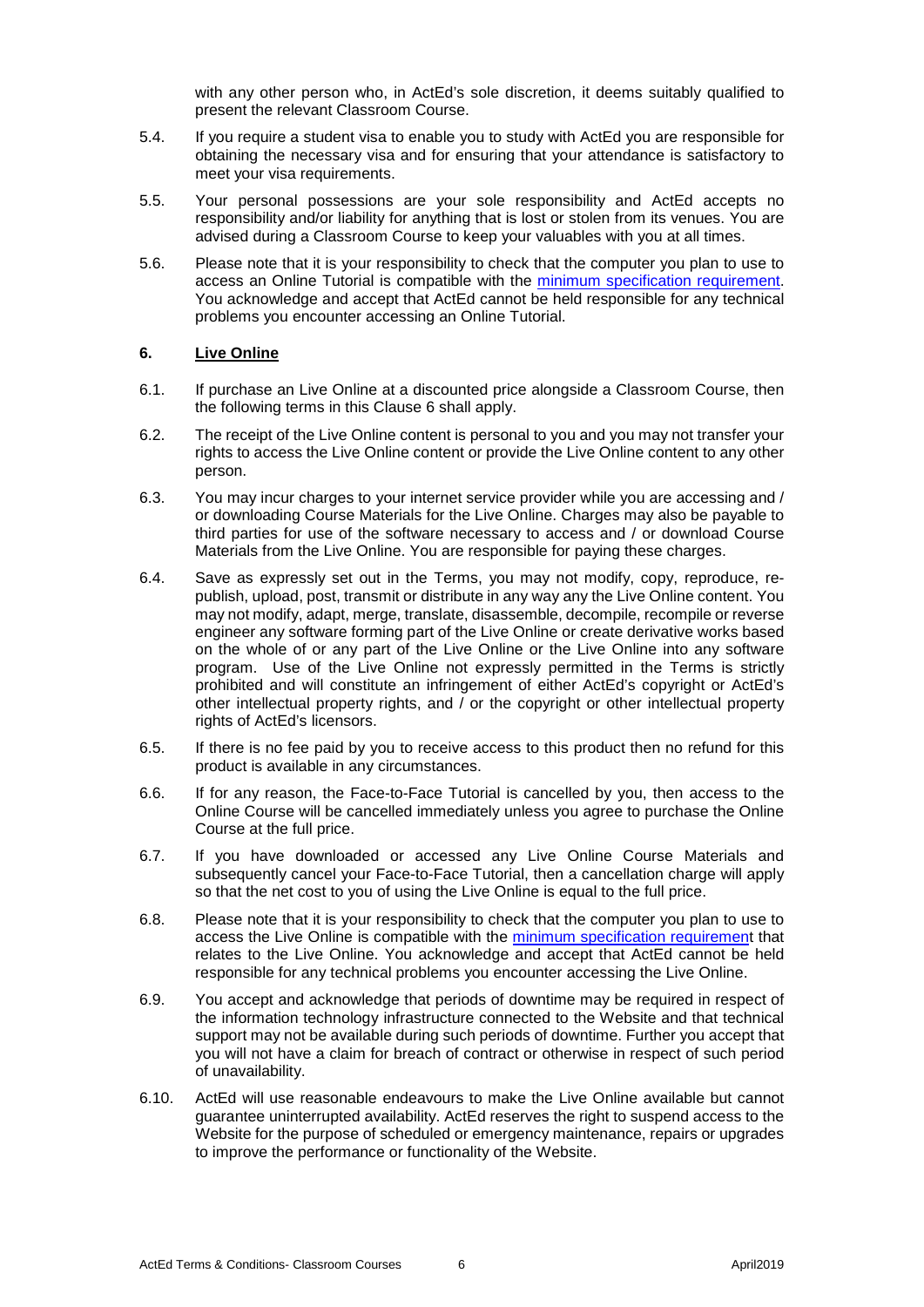with any other person who, in ActEd's sole discretion, it deems suitably qualified to present the relevant Classroom Course.

5.4. If you require a student visa to enable you to study with ActEd you are responsible for obtaining the necessary visa and for ensuring that your attendance is satisfactory to meet your visa requirements.

5.5. Your personal possessions are your sole responsibility and ActEd accepts no responsibility and/or liability for anything that is lost or stolen from its venues. You are advised during a Classroom Course to keep your valuables with you at all times.

5.6. Please note that it is your responsibility to check that the computer you plan to use to access an Online Tutorial is compatible with the minimum specification requirement. You acknowledge and accept that ActEd cannot be held responsible for any technical problems you encounter accessing an Online Tutorial.

## 6. Live Online

6.1. If purchase an Live Online at a discounted price alongside a Classroom Course, then the following terms in this Clause 6 shall apply.

6.2. The receipt of the Live Online content is personal to you and you may not transfer your rights to access the Live Online content or provide the Live Online content to any other person.

6.3. You may incur charges to your internet service provider while you are accessing and / or downloading Course Materials for the Live Online. Charges may also be payable to third parties for use of the software necessary to access and / or download Course Materials from the Live Online. You are responsible for paying these charges.

6.4. Save as expressly set out in the Terms, you may not modify, copy, reproduce, re-publish, upload, post, transmit or distribute in any way any the Live Online content. You may not modify, adapt, merge, translate, disassemble, decompile, recompile or reverse engineer any software forming part of the Live Online or create derivative works based on the whole of or any part of the Live Online or the Live Online into any software program. Use of the Live Online not expressly permitted in the Terms is strictly prohibited and will constitute an infringement of either ActEd's copyright or ActEd's other intellectual property rights, and / or the copyright or other intellectual property rights of ActEd's licensors.

6.5. If there is no fee paid by you to receive access to this product then no refund for this product is available in any circumstances.

6.6. If for any reason, the Face-to-Face Tutorial is cancelled by you, then access to the Online Course will be cancelled immediately unless you agree to purchase the Online Course at the full price.

6.7. If you have downloaded or accessed any Live Online Course Materials and subsequently cancel your Face-to-Face Tutorial, then a cancellation charge will apply so that the net cost to you of using the Live Online is equal to the full price.

6.8. Please note that it is your responsibility to check that the computer you plan to use to access the Live Online is compatible with the minimum specification requirement that relates to the Live Online. You acknowledge and accept that ActEd cannot be held responsible for any technical problems you encounter accessing the Live Online.

6.9. You accept and acknowledge that periods of downtime may be required in respect of the information technology infrastructure connected to the Website and that technical support may not be available during such periods of downtime. Further you accept that you will not have a claim for breach of contract or otherwise in respect of such period of unavailability.

6.10. ActEd will use reasonable endeavours to make the Live Online available but cannot guarantee uninterrupted availability. ActEd reserves the right to suspend access to the Website for the purpose of scheduled or emergency maintenance, repairs or upgrades to improve the performance or functionality of the Website.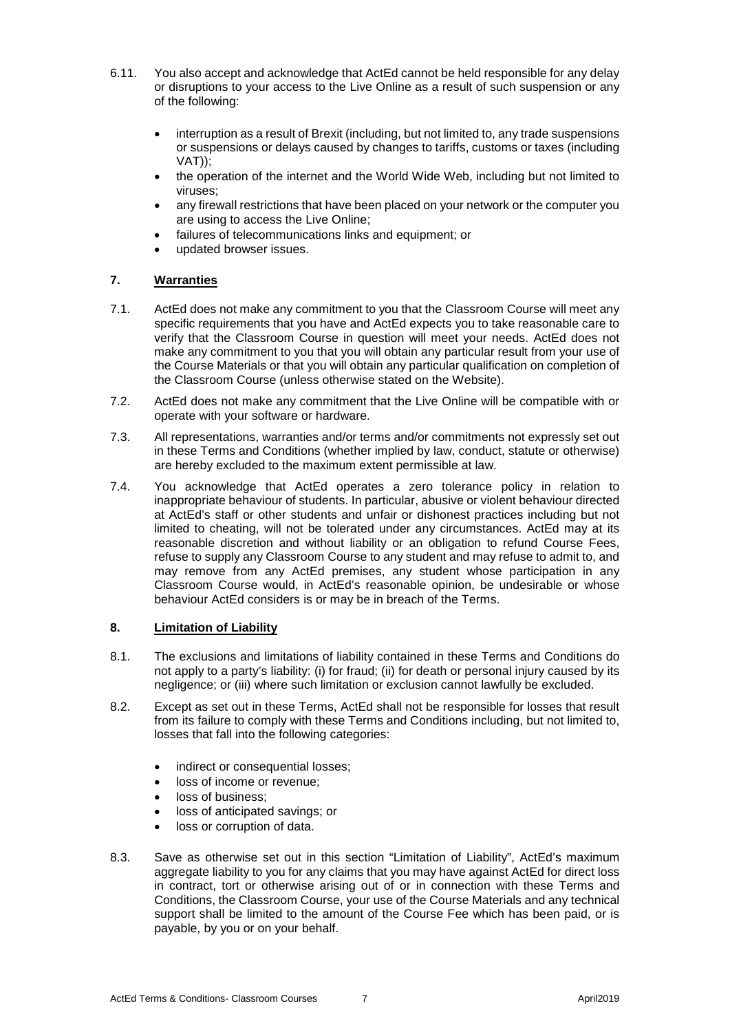6.11. You also accept and acknowledge that ActEd cannot be held responsible for any delay or disruptions to your access to the Live Online as a result of such suspension or any of the following:

- interruption as a result of Brexit (including, but not limited to, any trade suspensions or suspensions or delays caused by changes to tariffs, customs or taxes (including VAT));
- the operation of the internet and the World Wide Web, including but not limited to viruses;
- any firewall restrictions that have been placed on your network or the computer you are using to access the Live Online;
- failures of telecommunications links and equipment; or
- updated browser issues.

## 7. Warranties

7.1. ActEd does not make any commitment to you that the Classroom Course will meet any specific requirements that you have and ActEd expects you to take reasonable care to verify that the Classroom Course in question will meet your needs. ActEd does not make any commitment to you that you will obtain any particular result from your use of the Course Materials or that you will obtain any particular qualification on completion of the Classroom Course (unless otherwise stated on the Website).

7.2. ActEd does not make any commitment that the Live Online will be compatible with or operate with your software or hardware.

7.3. All representations, warranties and/or terms and/or commitments not expressly set out in these Terms and Conditions (whether implied by law, conduct, statute or otherwise) are hereby excluded to the maximum extent permissible at law.

7.4. You acknowledge that ActEd operates a zero tolerance policy in relation to inappropriate behaviour of students. In particular, abusive or violent behaviour directed at ActEd's staff or other students and unfair or dishonest practices including but not limited to cheating, will not be tolerated under any circumstances. ActEd may at its reasonable discretion and without liability or an obligation to refund Course Fees, refuse to supply any Classroom Course to any student and may refuse to admit to, and may remove from any ActEd premises, any student whose participation in any Classroom Course would, in ActEd's reasonable opinion, be undesirable or whose behaviour ActEd considers is or may be in breach of the Terms.

## 8. Limitation of Liability

8.1. The exclusions and limitations of liability contained in these Terms and Conditions do not apply to a party's liability: (i) for fraud; (ii) for death or personal injury caused by its negligence; or (iii) where such limitation or exclusion cannot lawfully be excluded.

8.2. Except as set out in these Terms, ActEd shall not be responsible for losses that result from its failure to comply with these Terms and Conditions including, but not limited to, losses that fall into the following categories:

- indirect or consequential losses;
- loss of income or revenue;
- loss of business;
- loss of anticipated savings; or
- loss or corruption of data.

8.3. Save as otherwise set out in this section "Limitation of Liability", ActEd's maximum aggregate liability to you for any claims that you may have against ActEd for direct loss in contract, tort or otherwise arising out of or in connection with these Terms and Conditions, the Classroom Course, your use of the Course Materials and any technical support shall be limited to the amount of the Course Fee which has been paid, or is payable, by you or on your behalf.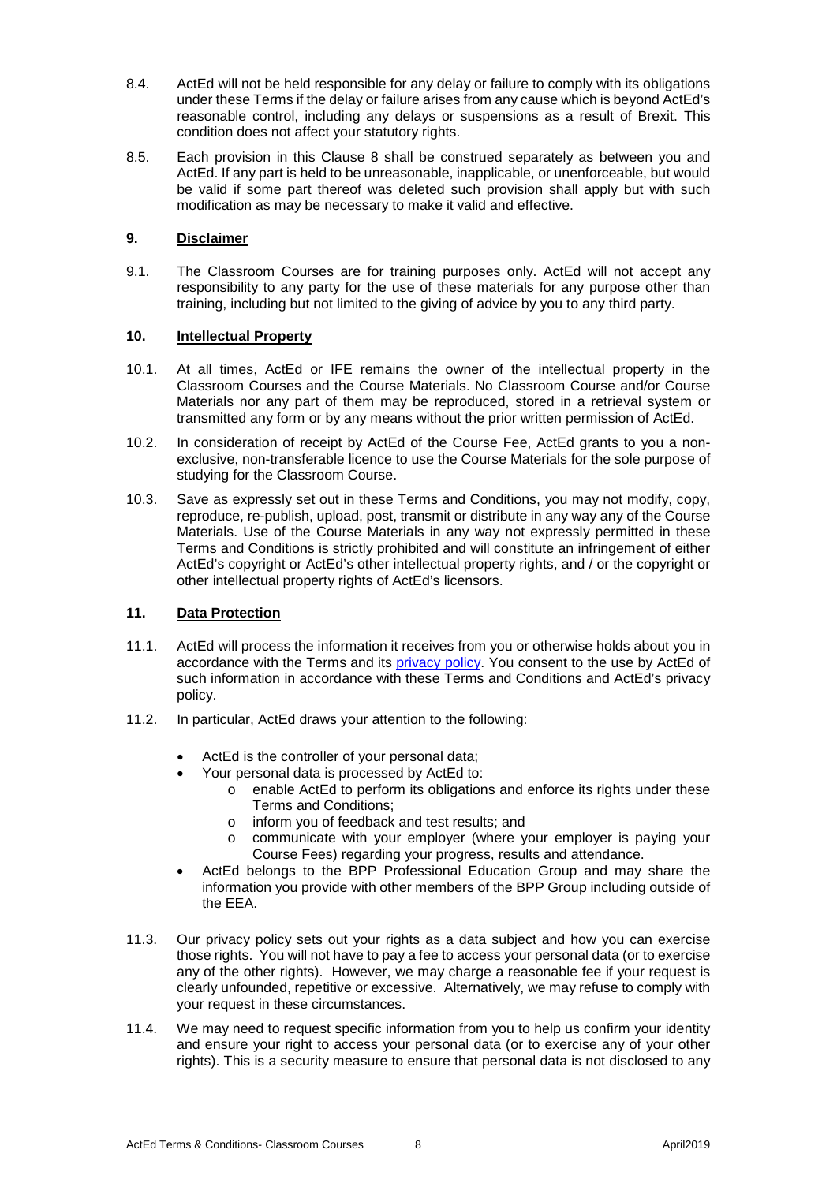8.4. ActEd will not be held responsible for any delay or failure to comply with its obligations under these Terms if the delay or failure arises from any cause which is beyond ActEd's reasonable control, including any delays or suspensions as a result of Brexit. This condition does not affect your statutory rights.

8.5. Each provision in this Clause 8 shall be construed separately as between you and ActEd. If any part is held to be unreasonable, inapplicable, or unenforceable, but would be valid if some part thereof was deleted such provision shall apply but with such modification as may be necessary to make it valid and effective.

## 9. Disclaimer

9.1. The Classroom Courses are for training purposes only. ActEd will not accept any responsibility to any party for the use of these materials for any purpose other than training, including but not limited to the giving of advice by you to any third party.

## 10. Intellectual Property

10.1. At all times, ActEd or IFE remains the owner of the intellectual property in the Classroom Courses and the Course Materials. No Classroom Course and/or Course Materials nor any part of them may be reproduced, stored in a retrieval system or transmitted any form or by any means without the prior written permission of ActEd.

10.2. In consideration of receipt by ActEd of the Course Fee, ActEd grants to you a non-exclusive, non-transferable licence to use the Course Materials for the sole purpose of studying for the Classroom Course.

10.3. Save as expressly set out in these Terms and Conditions, you may not modify, copy, reproduce, re-publish, upload, post, transmit or distribute in any way any of the Course Materials. Use of the Course Materials in any way not expressly permitted in these Terms and Conditions is strictly prohibited and will constitute an infringement of either ActEd's copyright or ActEd's other intellectual property rights, and / or the copyright or other intellectual property rights of ActEd's licensors.

## 11. Data Protection

11.1. ActEd will process the information it receives from you or otherwise holds about you in accordance with the Terms and its privacy policy. You consent to the use by ActEd of such information in accordance with these Terms and Conditions and ActEd's privacy policy.

11.2. In particular, ActEd draws your attention to the following:

- ActEd is the controller of your personal data;
- Your personal data is processed by ActEd to:
  - enable ActEd to perform its obligations and enforce its rights under these Terms and Conditions;
  - inform you of feedback and test results; and
  - communicate with your employer (where your employer is paying your Course Fees) regarding your progress, results and attendance.
- ActEd belongs to the BPP Professional Education Group and may share the information you provide with other members of the BPP Group including outside of the EEA.

11.3. Our privacy policy sets out your rights as a data subject and how you can exercise those rights. You will not have to pay a fee to access your personal data (or to exercise any of the other rights). However, we may charge a reasonable fee if your request is clearly unfounded, repetitive or excessive. Alternatively, we may refuse to comply with your request in these circumstances.

11.4. We may need to request specific information from you to help us confirm your identity and ensure your right to access your personal data (or to exercise any of your other rights). This is a security measure to ensure that personal data is not disclosed to any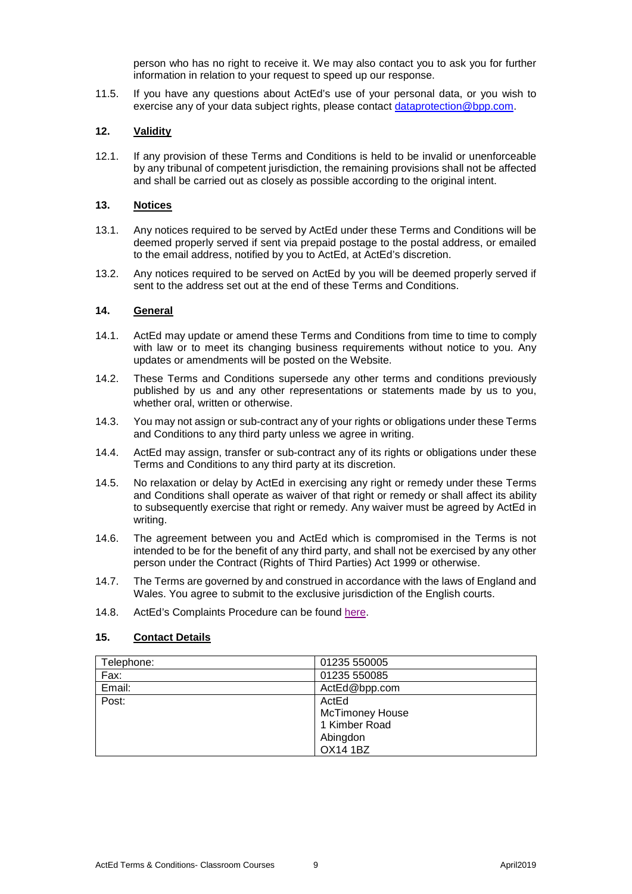person who has no right to receive it. We may also contact you to ask you for further information in relation to your request to speed up our response.

11.5. If you have any questions about ActEd's use of your personal data, or you wish to exercise any of your data subject rights, please contact dataprotection@bpp.com.

## 12. Validity

12.1. If any provision of these Terms and Conditions is held to be invalid or unenforceable by any tribunal of competent jurisdiction, the remaining provisions shall not be affected and shall be carried out as closely as possible according to the original intent.

## 13. Notices

13.1. Any notices required to be served by ActEd under these Terms and Conditions will be deemed properly served if sent via prepaid postage to the postal address, or emailed to the email address, notified by you to ActEd, at ActEd's discretion.

13.2. Any notices required to be served on ActEd by you will be deemed properly served if sent to the address set out at the end of these Terms and Conditions.

## 14. General

14.1. ActEd may update or amend these Terms and Conditions from time to time to comply with law or to meet its changing business requirements without notice to you. Any updates or amendments will be posted on the Website.

14.2. These Terms and Conditions supersede any other terms and conditions previously published by us and any other representations or statements made by us to you, whether oral, written or otherwise.

14.3. You may not assign or sub-contract any of your rights or obligations under these Terms and Conditions to any third party unless we agree in writing.

14.4. ActEd may assign, transfer or sub-contract any of its rights or obligations under these Terms and Conditions to any third party at its discretion.

14.5. No relaxation or delay by ActEd in exercising any right or remedy under these Terms and Conditions shall operate as waiver of that right or remedy or shall affect its ability to subsequently exercise that right or remedy. Any waiver must be agreed by ActEd in writing.

14.6. The agreement between you and ActEd which is compromised in the Terms is not intended to be for the benefit of any third party, and shall not be exercised by any other person under the Contract (Rights of Third Parties) Act 1999 or otherwise.

14.7. The Terms are governed by and construed in accordance with the laws of England and Wales. You agree to submit to the exclusive jurisdiction of the English courts.

14.8. ActEd's Complaints Procedure can be found here.

## 15. Contact Details

| | |
|---|---|
| Telephone: | 01235 550005 |
| Fax: | 01235 550085 |
| Email: | ActEd@bpp.com |
| Post: | ActEd<br>McTimoney House<br>1 Kimber Road<br>Abingdon<br>OX14 1BZ |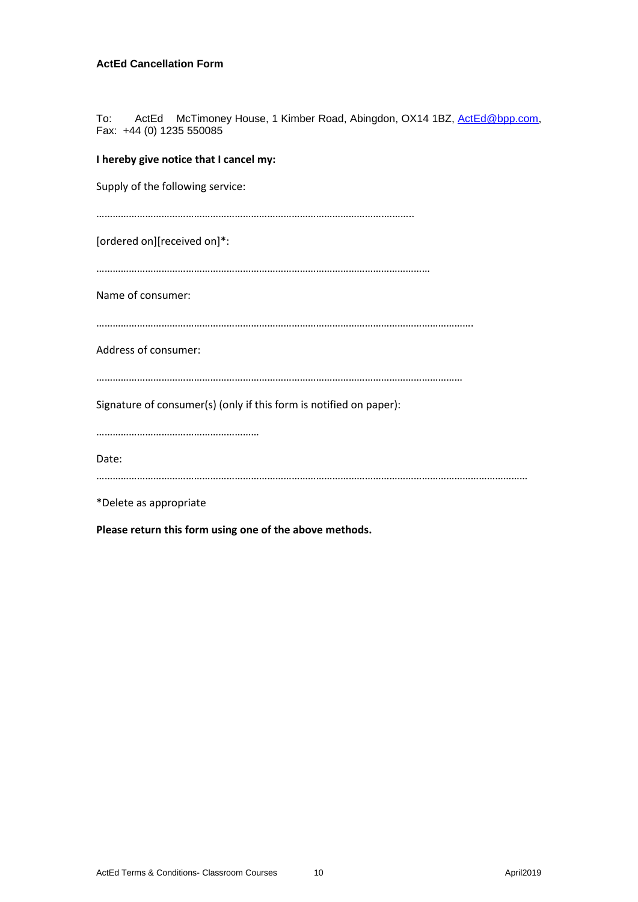**ActEd Cancellation Form**

To: ActEd McTimoney House, 1 Kimber Road, Abingdon, OX14 1BZ, ActEd@bpp.com, Fax: +44 (0) 1235 550085

**I hereby give notice that I cancel my:**

Supply of the following service:

……………………………………………………………………………………………………..

[ordered on][received on]*:

…………………………………………………………………………………………………………

Name of consumer:

………………………………………………………………………………………………………………………….

Address of consumer:

………………………………………………………………………………………………………………………

Signature of consumer(s) (only if this form is notified on paper):

……………………………………………………

Date:

……………………………………………………………………………………………………………………………………………

*Delete as appropriate

**Please return this form using one of the above methods.**